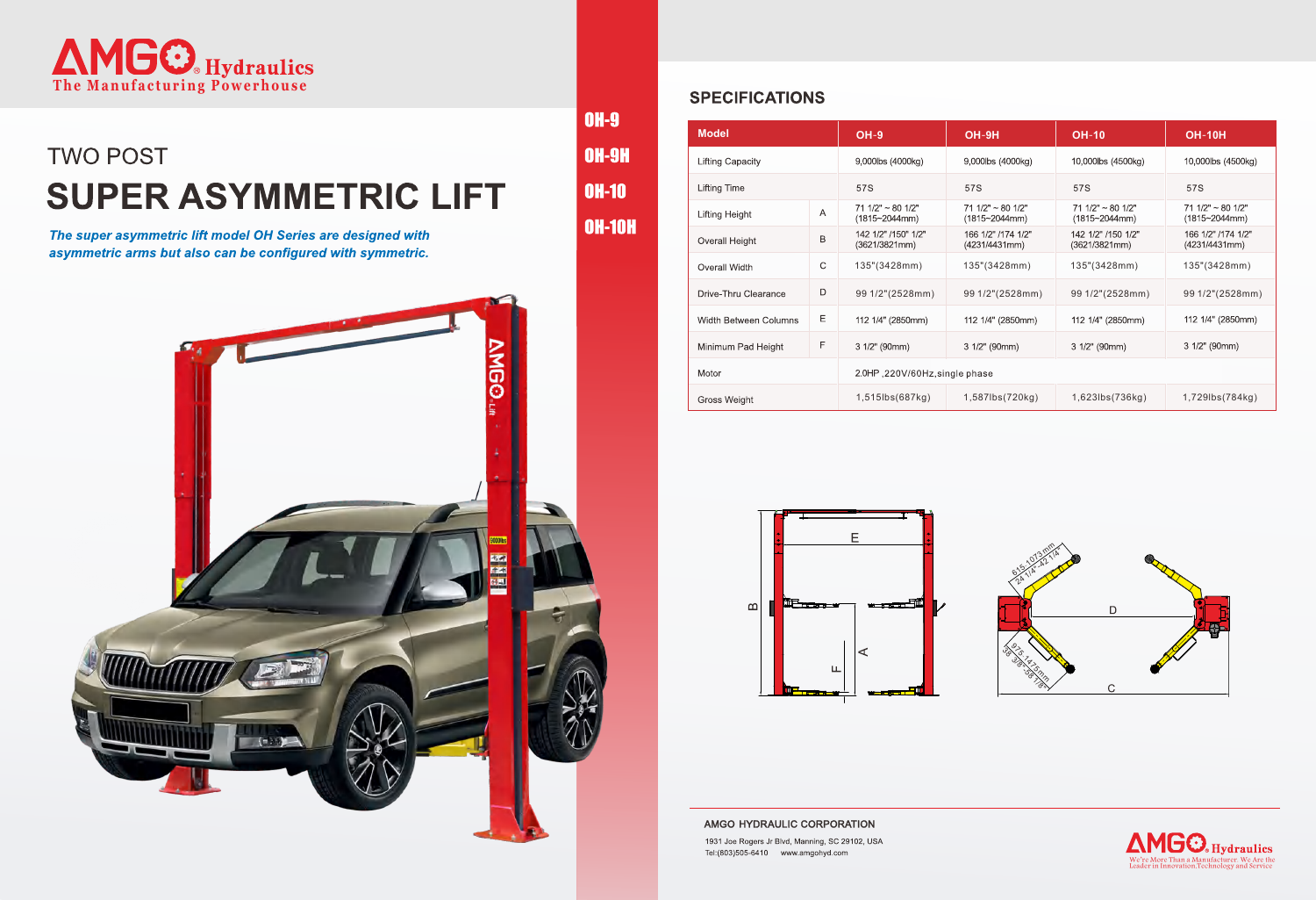# AMGO Hydraulics

The Manufacturing Powerhouse

## TWO POST

# SUPER ASYMMETRIC LIFT

*The super asymmetric lift model OH Series are designed with asymmetric arms but also can be configured with symmetric.*

OH-9

OH-9H

OH-10

OH-10H

## SPECIFICATIONS

| Model | | OH-9 | OH-9H | OH-10 | OH-10H |
|---|---|---|---|---|---|
| Lifting Capacity | | 9,000lbs (4000kg) | 9,000lbs (4000kg) | 10,000lbs (4500kg) | 10,000lbs (4500kg) |
| Lifting Time | | 57S | 57S | 57S | 57S |
| Lifting Height | A | 71 1/2" ~ 80 1/2" (1815~2044mm) | 71 1/2" ~ 80 1/2" (1815~2044mm) | 71 1/2" ~ 80 1/2" (1815~2044mm) | 71 1/2" ~ 80 1/2" (1815~2044mm) |
| Overall Height | B | 142 1/2" /150" 1/2" (3621/3821mm) | 166 1/2" /174 1/2" (4231/4431mm) | 142 1/2" /150 1/2" (3621/3821mm) | 166 1/2" /174 1/2" (4231/4431mm) |
| Overall Width | C | 135"(3428mm) | 135"(3428mm) | 135"(3428mm) | 135"(3428mm) |
| Drive-Thru Clearance | D | 99 1/2"(2528mm) | 99 1/2"(2528mm) | 99 1/2"(2528mm) | 99 1/2"(2528mm) |
| Width Between Columns | E | 112 1/4" (2850mm) | 112 1/4" (2850mm) | 112 1/4" (2850mm) | 112 1/4" (2850mm) |
| Minimum Pad Height | F | 3 1/2" (90mm) | 3 1/2" (90mm) | 3 1/2" (90mm) | 3 1/2" (90mm) |
| Motor | | 2.0HP ,220V/60Hz,single phase | | | |
| Gross Weight | | 1,515lbs(687kg) | 1,587lbs(720kg) | 1,623lbs(736kg) | 1,729lbs(784kg) |

E, B, A, F

615-1073mm 24 1/4"-42 1/4"

975-1475mm 38 3/8"-58 1/8"

D, C

AMGO HYDRAULIC CORPORATION

1931 Joe Rogers Jr Blvd, Manning, SC 29102, USA

Tel:(803)505-6410 www.amgohyd.com

AMGO Hydraulics

We're More Than a Manufacturer. We Are the Leader in Innovation,Technology and Service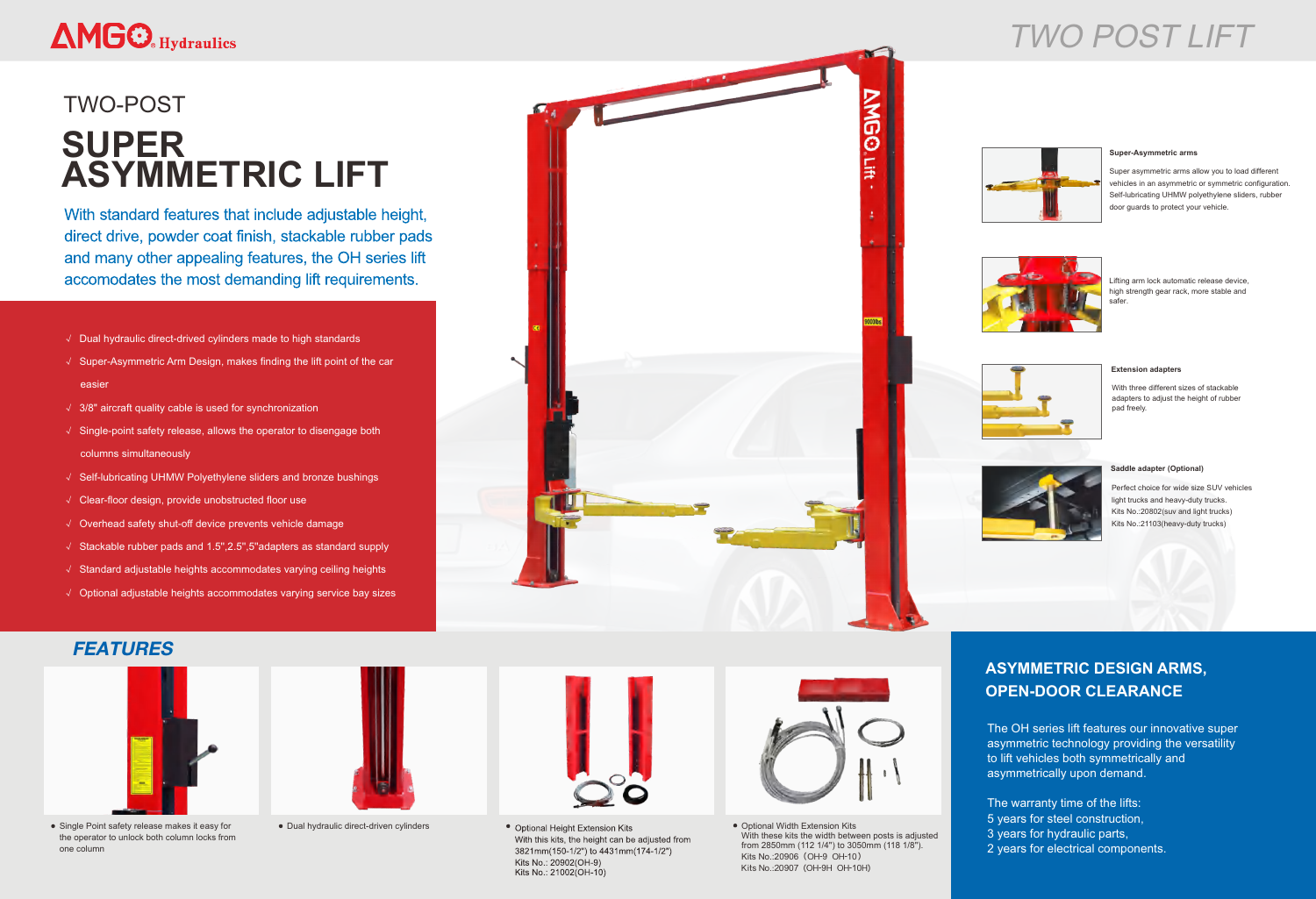AMGO Hydraulics

# TWO POST LIFT

TWO-POST

## SUPER ASYMMETRIC LIFT

With standard features that include adjustable height, direct drive, powder coat finish, stackable rubber pads and many other appealing features, the OH series lift accomodates the most demanding lift requirements.

- √ Dual hydraulic direct-drived cylinders made to high standards
- √ Super-Asymmetric Arm Design, makes finding the lift point of the car easier
- √ 3/8" aircraft quality cable is used for synchronization
- √ Single-point safety release, allows the operator to disengage both columns simultaneously
- √ Self-lubricating UHMW Polyethylene sliders and bronze bushings
- √ Clear-floor design, provide unobstructed floor use
- √ Overhead safety shut-off device prevents vehicle damage
- √ Stackable rubber pads and 1.5",2.5",5"adapters as standard supply
- √ Standard adjustable heights accommodates varying ceiling heights
- √ Optional adjustable heights accommodates varying service bay sizes

**Super-Asymmetric arms**

Super asymmetric arms allow you to load different vehicles in an asymmetric or symmetric configuration. Self-lubricating UHMW polyethylene sliders, rubber door guards to protect your vehicle.

Lifting arm lock automatic release device, high strength gear rack, more stable and safer.

**Extension adapters**

With three different sizes of stackable adapters to adjust the height of rubber pad freely.

**Saddle adapter (Optional)**

Perfect choice for wide size SUV vehicles light trucks and heavy-duty trucks.
Kits No.:20802(suv and light trucks)
Kits No.:21103(heavy-duty trucks)

## FEATURES

- Single Point safety release makes it easy for the operator to unlock both column locks from one column
- Dual hydraulic direct-driven cylinders
- Optional Height Extension Kits
  With this kits, the height can be adjusted from 3821mm(150-1/2") to 4431mm(174-1/2")
  Kits No.: 20902(OH-9)
  Kits No.: 21002(OH-10)
- Optional Width Extension Kits
  With these kits the width between posts is adjusted from 2850mm (112 1/4") to 3050mm (118 1/8").
  Kits No.:20906（OH-9 OH-10）
  Kits No.:20907（OH-9H OH-10H)

## ASYMMETRIC DESIGN ARMS, OPEN-DOOR CLEARANCE

The OH series lift features our innovative super asymmetric technology providing the versatility to lift vehicles both symmetrically and asymmetrically upon demand.

The warranty time of the lifts:
5 years for steel construction,
3 years for hydraulic parts,
2 years for electrical components.